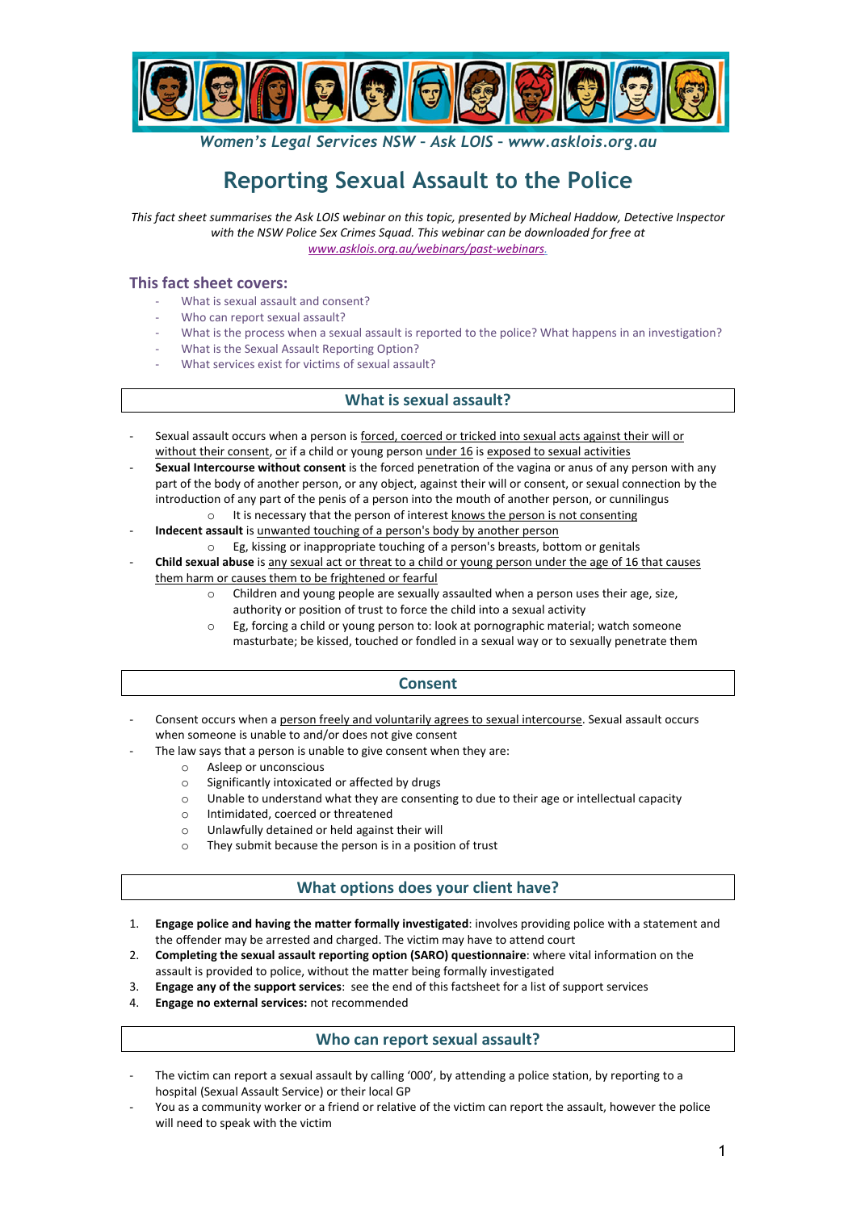*Women's Legal Services NSW – Ask LOIS – www.asklois.org.au*

# Reporting Sexual Assault to the Police

*This fact sheet summarises the Ask LOIS webinar on this topic, presented by Micheal Haddow, Detective Inspector with the NSW Police Sex Crimes Squad. This webinar can be downloaded for free at [www.asklois.org.au/webinars/past-webinars](www.asklois.org.au/webinars/past-webinars).*

## This fact sheet covers:

- What is sexual assault and consent?
- Who can report sexual assault?
- What is the process when a sexual assault is reported to the police? What happens in an investigation?
- What is the Sexual Assault Reporting Option?
- What services exist for victims of sexual assault?

## What is sexual assault?

- Sexual assault occurs when a person is forced, coerced or tricked into sexual acts against their will or without their consent, or if a child or young person under 16 is exposed to sexual activities
- **Sexual Intercourse without consent** is the forced penetration of the vagina or anus of any person with any part of the body of another person, or any object, against their will or consent, or sexual connection by the introduction of any part of the penis of a person into the mouth of another person, or cunnilingus
  - It is necessary that the person of interest knows the person is not consenting
- **Indecent assault** is unwanted touching of a person's body by another person
  - Eg, kissing or inappropriate touching of a person's breasts, bottom or genitals
- **Child sexual abuse** is any sexual act or threat to a child or young person under the age of 16 that causes them harm or causes them to be frightened or fearful
  - Children and young people are sexually assaulted when a person uses their age, size, authority or position of trust to force the child into a sexual activity
  - Eg, forcing a child or young person to: look at pornographic material; watch someone masturbate; be kissed, touched or fondled in a sexual way or to sexually penetrate them

## Consent

- Consent occurs when a person freely and voluntarily agrees to sexual intercourse. Sexual assault occurs when someone is unable to and/or does not give consent
- The law says that a person is unable to give consent when they are:
  - Asleep or unconscious
  - Significantly intoxicated or affected by drugs
  - Unable to understand what they are consenting to due to their age or intellectual capacity
  - Intimidated, coerced or threatened
  - Unlawfully detained or held against their will
  - They submit because the person is in a position of trust

## What options does your client have?

1. **Engage police and having the matter formally investigated**: involves providing police with a statement and the offender may be arrested and charged. The victim may have to attend court
2. **Completing the sexual assault reporting option (SARO) questionnaire**: where vital information on the assault is provided to police, without the matter being formally investigated
3. **Engage any of the support services**: see the end of this factsheet for a list of support services
4. **Engage no external services:** not recommended

## Who can report sexual assault?

- The victim can report a sexual assault by calling '000', by attending a police station, by reporting to a hospital (Sexual Assault Service) or their local GP
- You as a community worker or a friend or relative of the victim can report the assault, however the police will need to speak with the victim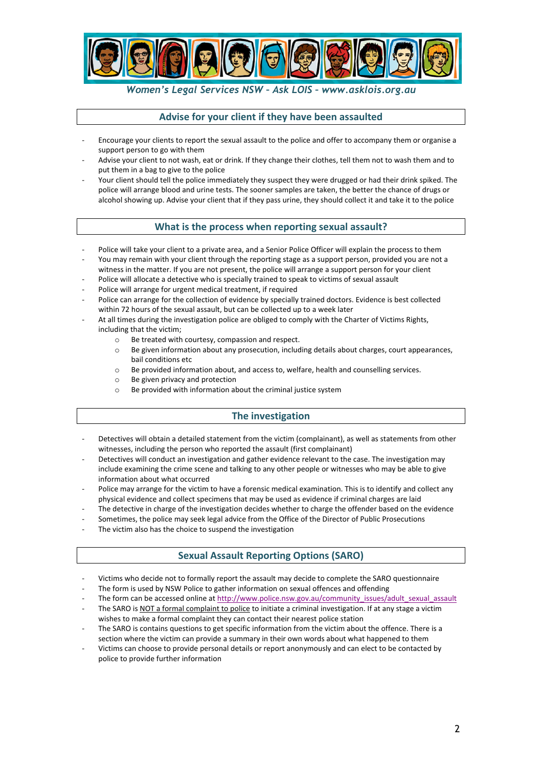## Advise for your client if they have been assaulted

- Encourage your clients to report the sexual assault to the police and offer to accompany them or organise a support person to go with them
- Advise your client to not wash, eat or drink. If they change their clothes, tell them not to wash them and to put them in a bag to give to the police
- Your client should tell the police immediately they suspect they were drugged or had their drink spiked. The police will arrange blood and urine tests. The sooner samples are taken, the better the chance of drugs or alcohol showing up. Advise your client that if they pass urine, they should collect it and take it to the police

## What is the process when reporting sexual assault?

- Police will take your client to a private area, and a Senior Police Officer will explain the process to them
- You may remain with your client through the reporting stage as a support person, provided you are not a witness in the matter. If you are not present, the police will arrange a support person for your client
- Police will allocate a detective who is specially trained to speak to victims of sexual assault
- Police will arrange for urgent medical treatment, if required
- Police can arrange for the collection of evidence by specially trained doctors. Evidence is best collected within 72 hours of the sexual assault, but can be collected up to a week later
- At all times during the investigation police are obliged to comply with the Charter of Victims Rights, including that the victim;
  - Be treated with courtesy, compassion and respect.
  - Be given information about any prosecution, including details about charges, court appearances, bail conditions etc
  - Be provided information about, and access to, welfare, health and counselling services.
  - Be given privacy and protection
  - Be provided with information about the criminal justice system

## The investigation

- Detectives will obtain a detailed statement from the victim (complainant), as well as statements from other witnesses, including the person who reported the assault (first complainant)
- Detectives will conduct an investigation and gather evidence relevant to the case. The investigation may include examining the crime scene and talking to any other people or witnesses who may be able to give information about what occurred
- Police may arrange for the victim to have a forensic medical examination. This is to identify and collect any physical evidence and collect specimens that may be used as evidence if criminal charges are laid
- The detective in charge of the investigation decides whether to charge the offender based on the evidence
- Sometimes, the police may seek legal advice from the Office of the Director of Public Prosecutions
- The victim also has the choice to suspend the investigation

## Sexual Assault Reporting Options (SARO)

- Victims who decide not to formally report the assault may decide to complete the SARO questionnaire
- The form is used by NSW Police to gather information on sexual offences and offending
- The form can be accessed online at http://www.police.nsw.gov.au/community_issues/adult_sexual_assault
- The SARO is NOT a formal complaint to police to initiate a criminal investigation. If at any stage a victim wishes to make a formal complaint they can contact their nearest police station
- The SARO is contains questions to get specific information from the victim about the offence. There is a section where the victim can provide a summary in their own words about what happened to them
- Victims can choose to provide personal details or report anonymously and can elect to be contacted by police to provide further information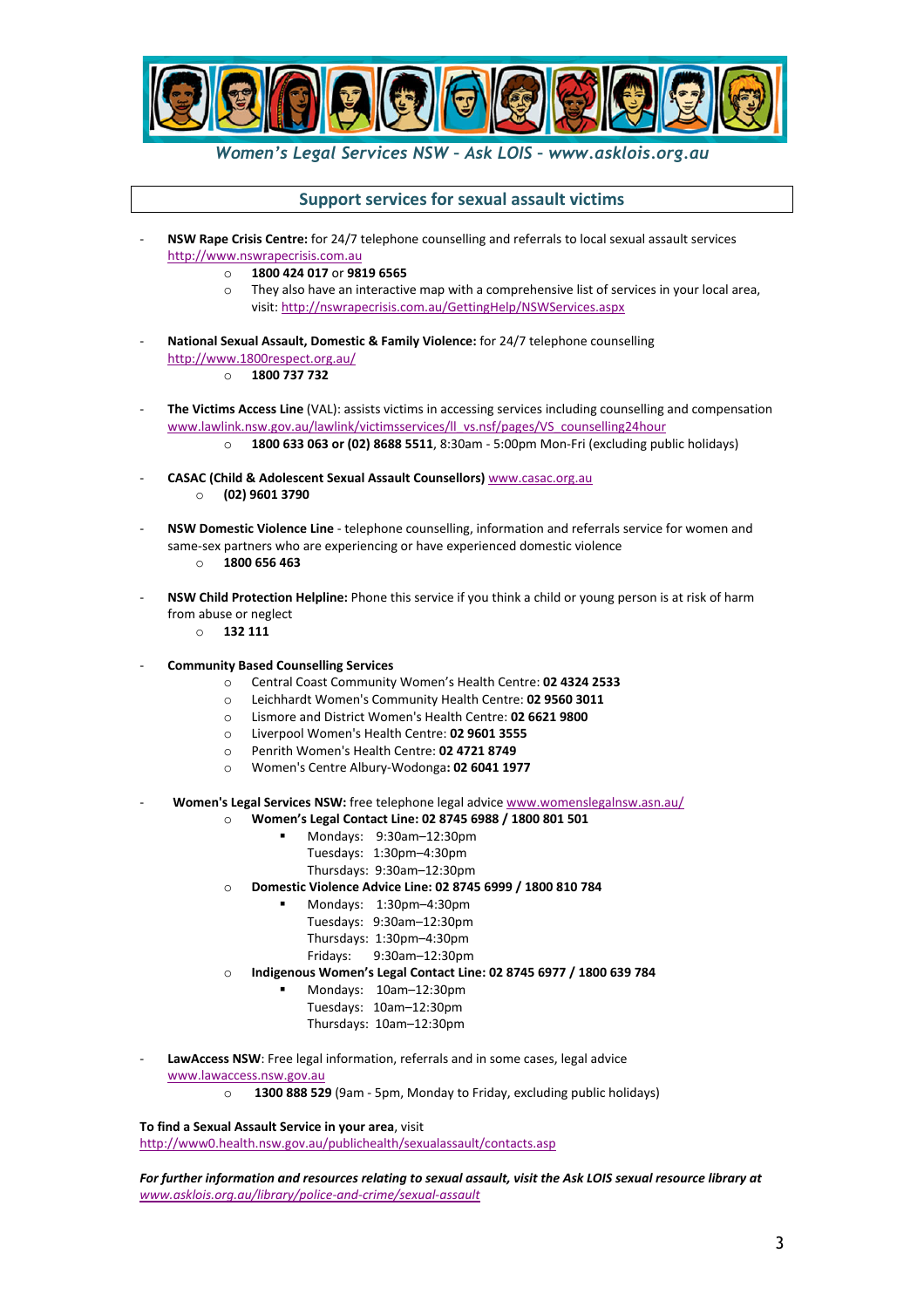*Women's Legal Services NSW - Ask LOIS - www.asklois.org.au*

## Support services for sexual assault victims

- **NSW Rape Crisis Centre:** for 24/7 telephone counselling and referrals to local sexual assault services http://www.nswrapecrisis.com.au
  - **1800 424 017** or **9819 6565**
  - They also have an interactive map with a comprehensive list of services in your local area, visit: http://nswrapecrisis.com.au/GettingHelp/NSWServices.aspx

- **National Sexual Assault, Domestic & Family Violence:** for 24/7 telephone counselling http://www.1800respect.org.au/
  - **1800 737 732**

- **The Victims Access Line** (VAL): assists victims in accessing services including counselling and compensation www.lawlink.nsw.gov.au/lawlink/victimsservices/ll_vs.nsf/pages/VS_counselling24hour
  - **1800 633 063 or (02) 8688 5511**, 8:30am - 5:00pm Mon-Fri (excluding public holidays)

- **CASAC (Child & Adolescent Sexual Assault Counsellors)** www.casac.org.au
  - **(02) 9601 3790**

- **NSW Domestic Violence Line** - telephone counselling, information and referrals service for women and same-sex partners who are experiencing or have experienced domestic violence
  - **1800 656 463**

- **NSW Child Protection Helpline:** Phone this service if you think a child or young person is at risk of harm from abuse or neglect
  - **132 111**

- **Community Based Counselling Services**
  - Central Coast Community Women's Health Centre: **02 4324 2533**
  - Leichhardt Women's Community Health Centre: **02 9560 3011**
  - Lismore and District Women's Health Centre: **02 6621 9800**
  - Liverpool Women's Health Centre: **02 9601 3555**
  - Penrith Women's Health Centre: **02 4721 8749**
  - Women's Centre Albury-Wodonga**: 02 6041 1977**

- **Women's Legal Services NSW:** free telephone legal advice www.womenslegalnsw.asn.au/
  - **Women's Legal Contact Line: 02 8745 6988 / 1800 801 501**
    - Mondays: 9:30am–12:30pm
      Tuesdays: 1:30pm–4:30pm
      Thursdays: 9:30am–12:30pm
  - **Domestic Violence Advice Line: 02 8745 6999 / 1800 810 784**
    - Mondays: 1:30pm–4:30pm
      Tuesdays: 9:30am–12:30pm
      Thursdays: 1:30pm–4:30pm
      Fridays: 9:30am–12:30pm
  - **Indigenous Women's Legal Contact Line: 02 8745 6977 / 1800 639 784**
    - Mondays: 10am–12:30pm
      Tuesdays: 10am–12:30pm
      Thursdays: 10am–12:30pm

- **LawAccess NSW**: Free legal information, referrals and in some cases, legal advice www.lawaccess.nsw.gov.au
  - **1300 888 529** (9am - 5pm, Monday to Friday, excluding public holidays)

**To find a Sexual Assault Service in your area**, visit http://www0.health.nsw.gov.au/publichealth/sexualassault/contacts.asp

***For further information and resources relating to sexual assault, visit the Ask LOIS sexual resource library at*** *www.asklois.org.au/library/police-and-crime/sexual-assault*